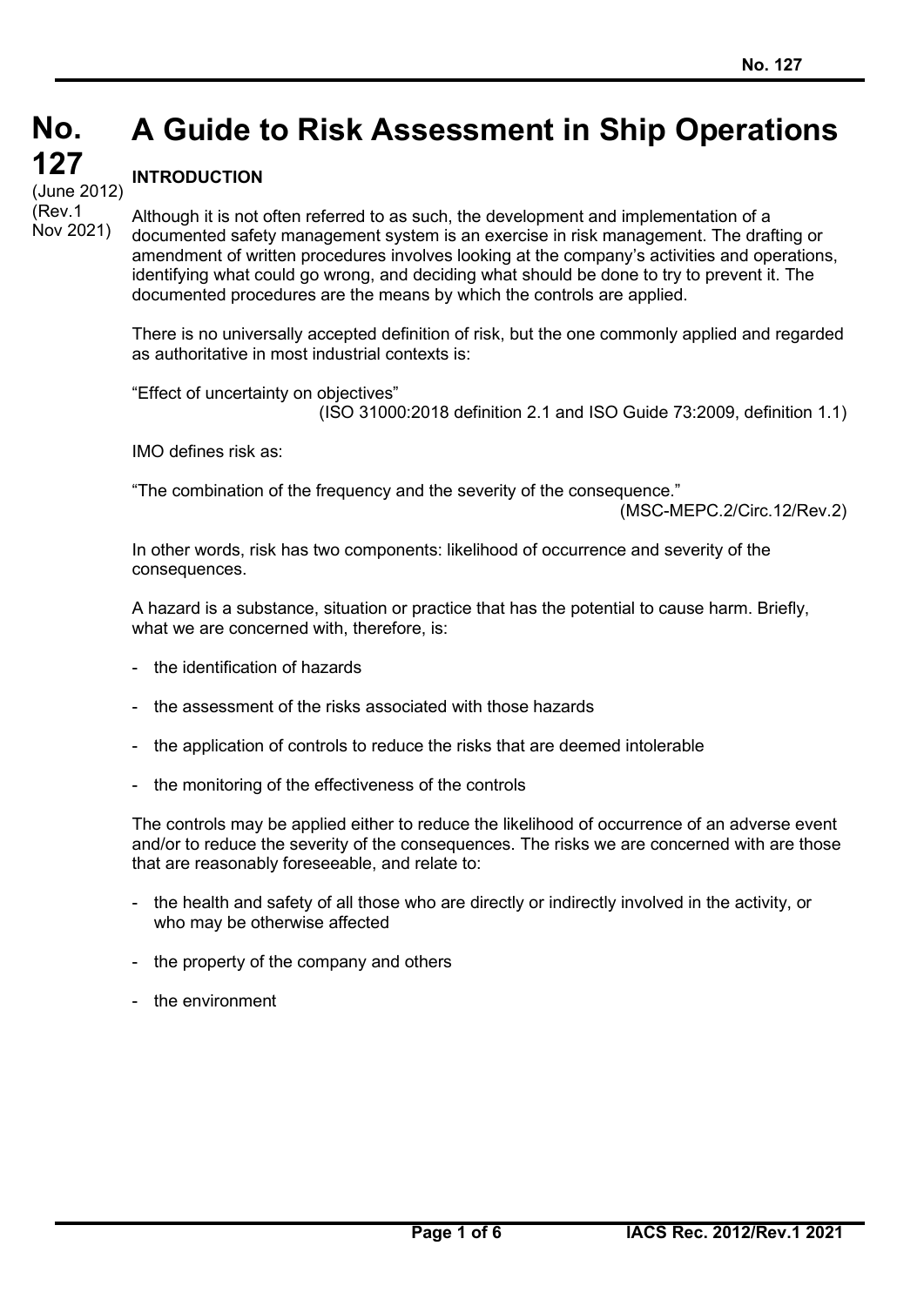# No. 127 A Guide to Risk Assessment in Ship Operations

(June 2012)
(Rev.1 Nov 2021)

## INTRODUCTION

Although it is not often referred to as such, the development and implementation of a documented safety management system is an exercise in risk management. The drafting or amendment of written procedures involves looking at the company's activities and operations, identifying what could go wrong, and deciding what should be done to try to prevent it. The documented procedures are the means by which the controls are applied.

There is no universally accepted definition of risk, but the one commonly applied and regarded as authoritative in most industrial contexts is:

"Effect of uncertainty on objectives"
(ISO 31000:2018 definition 2.1 and ISO Guide 73:2009, definition 1.1)

IMO defines risk as:

"The combination of the frequency and the severity of the consequence."
(MSC-MEPC.2/Circ.12/Rev.2)

In other words, risk has two components: likelihood of occurrence and severity of the consequences.

A hazard is a substance, situation or practice that has the potential to cause harm. Briefly, what we are concerned with, therefore, is:

- the identification of hazards
- the assessment of the risks associated with those hazards
- the application of controls to reduce the risks that are deemed intolerable
- the monitoring of the effectiveness of the controls

The controls may be applied either to reduce the likelihood of occurrence of an adverse event and/or to reduce the severity of the consequences. The risks we are concerned with are those that are reasonably foreseeable, and relate to:

- the health and safety of all those who are directly or indirectly involved in the activity, or who may be otherwise affected
- the property of the company and others
- the environment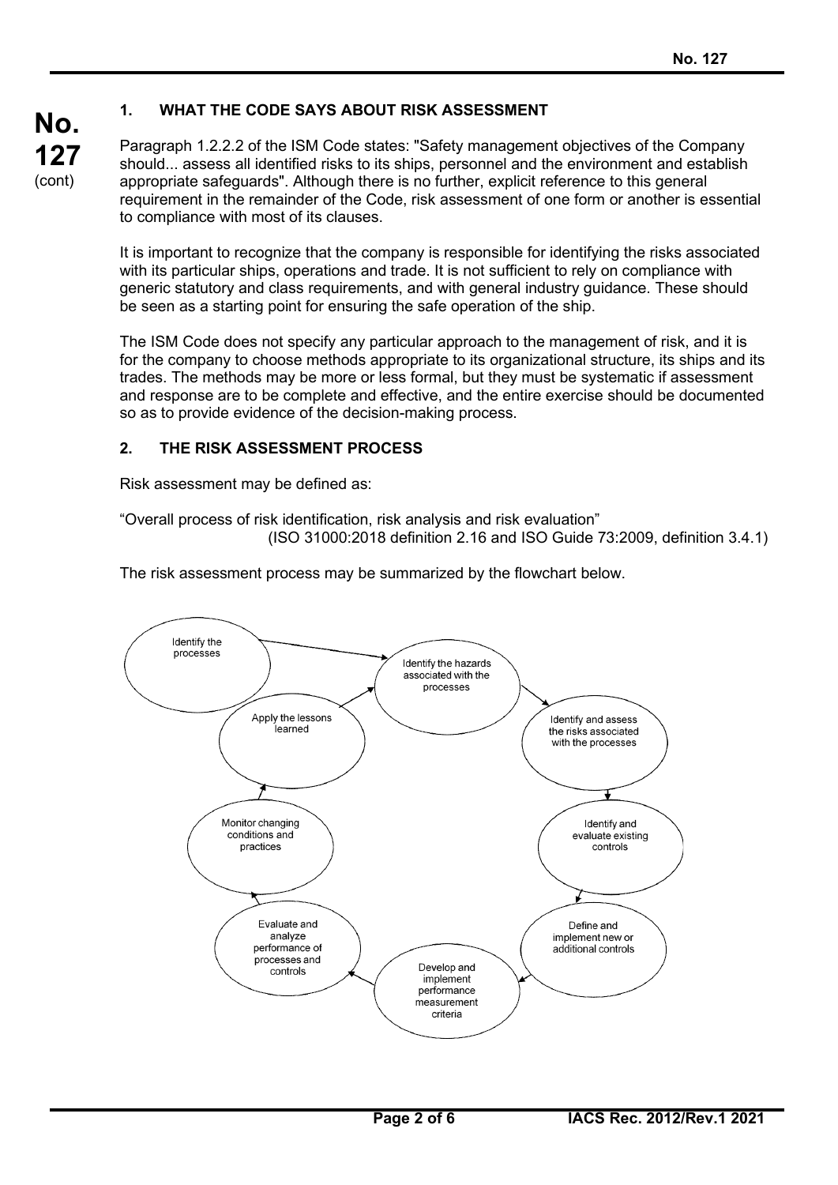## 1. WHAT THE CODE SAYS ABOUT RISK ASSESSMENT

Paragraph 1.2.2.2 of the ISM Code states: "Safety management objectives of the Company should... assess all identified risks to its ships, personnel and the environment and establish appropriate safeguards". Although there is no further, explicit reference to this general requirement in the remainder of the Code, risk assessment of one form or another is essential to compliance with most of its clauses.

It is important to recognize that the company is responsible for identifying the risks associated with its particular ships, operations and trade. It is not sufficient to rely on compliance with generic statutory and class requirements, and with general industry guidance. These should be seen as a starting point for ensuring the safe operation of the ship.

The ISM Code does not specify any particular approach to the management of risk, and it is for the company to choose methods appropriate to its organizational structure, its ships and its trades. The methods may be more or less formal, but they must be systematic if assessment and response are to be complete and effective, and the entire exercise should be documented so as to provide evidence of the decision-making process.

## 2. THE RISK ASSESSMENT PROCESS

Risk assessment may be defined as:

"Overall process of risk identification, risk analysis and risk evaluation"
(ISO 31000:2018 definition 2.16 and ISO Guide 73:2009, definition 3.4.1)

The risk assessment process may be summarized by the flowchart below.

- Identify the processes
- Identify the hazards associated with the processes
- Identify and assess the risks associated with the processes
- Identify and evaluate existing controls
- Define and implement new or additional controls
- Develop and implement performance measurement criteria
- Evaluate and analyze performance of processes and controls
- Monitor changing conditions and practices
- Apply the lessons learned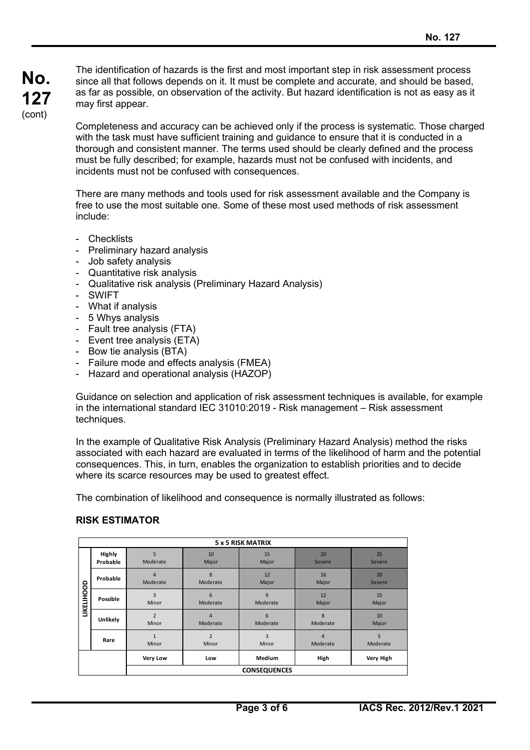The identification of hazards is the first and most important step in risk assessment process since all that follows depends on it. It must be complete and accurate, and should be based, as far as possible, on observation of the activity. But hazard identification is not as easy as it may first appear.

Completeness and accuracy can be achieved only if the process is systematic. Those charged with the task must have sufficient training and guidance to ensure that it is conducted in a thorough and consistent manner. The terms used should be clearly defined and the process must be fully described; for example, hazards must not be confused with incidents, and incidents must not be confused with consequences.

There are many methods and tools used for risk assessment available and the Company is free to use the most suitable one. Some of these most used methods of risk assessment include:

- Checklists
- Preliminary hazard analysis
- Job safety analysis
- Quantitative risk analysis
- Qualitative risk analysis (Preliminary Hazard Analysis)
- SWIFT
- What if analysis
- 5 Whys analysis
- Fault tree analysis (FTA)
- Event tree analysis (ETA)
- Bow tie analysis (BTA)
- Failure mode and effects analysis (FMEA)
- Hazard and operational analysis (HAZOP)

Guidance on selection and application of risk assessment techniques is available, for example in the international standard IEC 31010:2019 - Risk management – Risk assessment techniques.

In the example of Qualitative Risk Analysis (Preliminary Hazard Analysis) method the risks associated with each hazard are evaluated in terms of the likelihood of harm and the potential consequences. This, in turn, enables the organization to establish priorities and to decide where its scarce resources may be used to greatest effect.

The combination of likelihood and consequence is normally illustrated as follows:

**RISK ESTIMATOR**

| 5 x 5 RISK MATRIX | | | | | | |
|---|---|---|---|---|---|---|
| LIKELIHOOD | Highly Probable | 5 Moderate | 10 Major | 15 Major | 20 Severe | 25 Severe |
| | Probable | 4 Moderate | 8 Moderate | 12 Major | 16 Major | 20 Severe |
| | Possible | 3 Minor | 6 Moderate | 9 Moderate | 12 Major | 15 Major |
| | Unlikely | 2 Minor | 4 Moderate | 6 Moderate | 8 Moderate | 10 Major |
| | Rare | 1 Minor | 2 Minor | 3 Minor | 4 Moderate | 5 Moderate |
| | | Very Low | Low | Medium | High | Very High |
| | | CONSEQUENCES | | | | |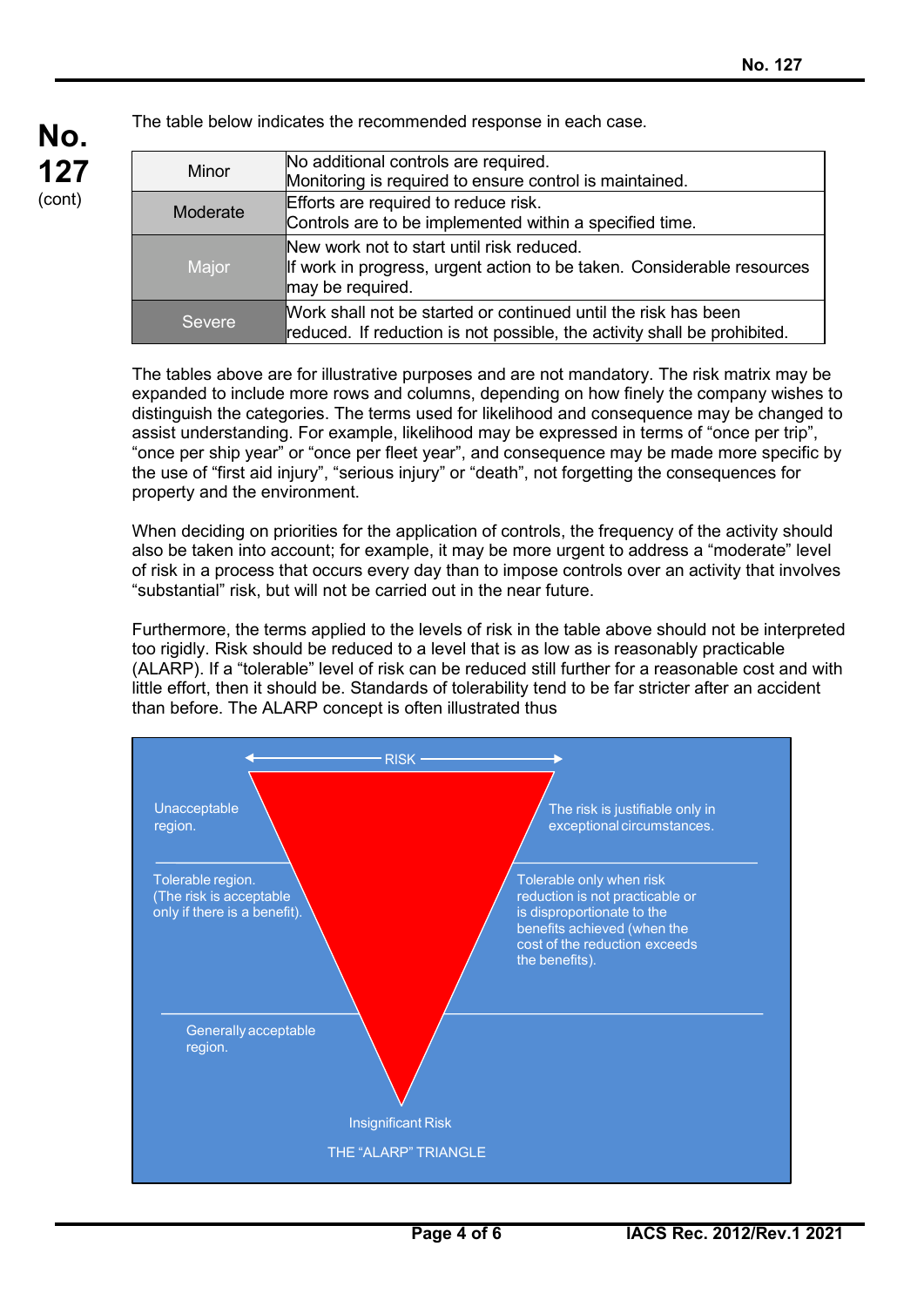The table below indicates the recommended response in each case.

| | |
|---|---|
| Minor | No additional controls are required.<br>Monitoring is required to ensure control is maintained. |
| Moderate | Efforts are required to reduce risk.<br>Controls are to be implemented within a specified time. |
| Major | New work not to start until risk reduced.<br>If work in progress, urgent action to be taken. Considerable resources may be required. |
| Severe | Work shall not be started or continued until the risk has been reduced. If reduction is not possible, the activity shall be prohibited. |

The tables above are for illustrative purposes and are not mandatory. The risk matrix may be expanded to include more rows and columns, depending on how finely the company wishes to distinguish the categories. The terms used for likelihood and consequence may be changed to assist understanding. For example, likelihood may be expressed in terms of "once per trip", "once per ship year" or "once per fleet year", and consequence may be made more specific by the use of "first aid injury", "serious injury" or "death", not forgetting the consequences for property and the environment.

When deciding on priorities for the application of controls, the frequency of the activity should also be taken into account; for example, it may be more urgent to address a "moderate" level of risk in a process that occurs every day than to impose controls over an activity that involves "substantial" risk, but will not be carried out in the near future.

Furthermore, the terms applied to the levels of risk in the table above should not be interpreted too rigidly. Risk should be reduced to a level that is as low as is reasonably practicable (ALARP). If a "tolerable" level of risk can be reduced still further for a reasonable cost and with little effort, then it should be. Standards of tolerability tend to be far stricter after an accident than before. The ALARP concept is often illustrated thus

RISK

Unacceptable region. — The risk is justifiable only in exceptional circumstances.

Tolerable region. (The risk is acceptable only if there is a benefit). — Tolerable only when risk reduction is not practicable or is disproportionate to the benefits achieved (when the cost of the reduction exceeds the benefits).

Generally acceptable region.

Insignificant Risk

THE "ALARP" TRIANGLE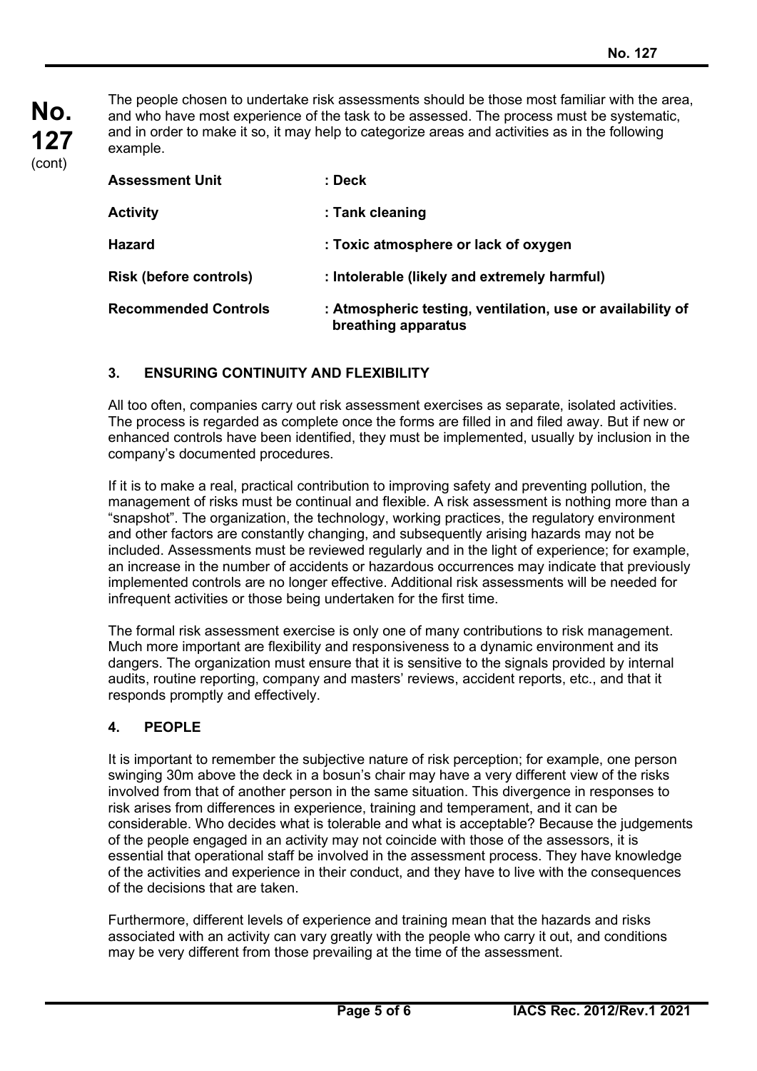The people chosen to undertake risk assessments should be those most familiar with the area, and who have most experience of the task to be assessed. The process must be systematic, and in order to make it so, it may help to categorize areas and activities as in the following example.

| | |
|---|---|
| **Assessment Unit** | **: Deck** |
| **Activity** | **: Tank cleaning** |
| **Hazard** | **: Toxic atmosphere or lack of oxygen** |
| **Risk (before controls)** | **: Intolerable (likely and extremely harmful)** |
| **Recommended Controls** | **: Atmospheric testing, ventilation, use or availability of breathing apparatus** |

## 3. ENSURING CONTINUITY AND FLEXIBILITY

All too often, companies carry out risk assessment exercises as separate, isolated activities. The process is regarded as complete once the forms are filled in and filed away. But if new or enhanced controls have been identified, they must be implemented, usually by inclusion in the company's documented procedures.

If it is to make a real, practical contribution to improving safety and preventing pollution, the management of risks must be continual and flexible. A risk assessment is nothing more than a "snapshot". The organization, the technology, working practices, the regulatory environment and other factors are constantly changing, and subsequently arising hazards may not be included. Assessments must be reviewed regularly and in the light of experience; for example, an increase in the number of accidents or hazardous occurrences may indicate that previously implemented controls are no longer effective. Additional risk assessments will be needed for infrequent activities or those being undertaken for the first time.

The formal risk assessment exercise is only one of many contributions to risk management. Much more important are flexibility and responsiveness to a dynamic environment and its dangers. The organization must ensure that it is sensitive to the signals provided by internal audits, routine reporting, company and masters' reviews, accident reports, etc., and that it responds promptly and effectively.

## 4. PEOPLE

It is important to remember the subjective nature of risk perception; for example, one person swinging 30m above the deck in a bosun's chair may have a very different view of the risks involved from that of another person in the same situation. This divergence in responses to risk arises from differences in experience, training and temperament, and it can be considerable. Who decides what is tolerable and what is acceptable? Because the judgements of the people engaged in an activity may not coincide with those of the assessors, it is essential that operational staff be involved in the assessment process. They have knowledge of the activities and experience in their conduct, and they have to live with the consequences of the decisions that are taken.

Furthermore, different levels of experience and training mean that the hazards and risks associated with an activity can vary greatly with the people who carry it out, and conditions may be very different from those prevailing at the time of the assessment.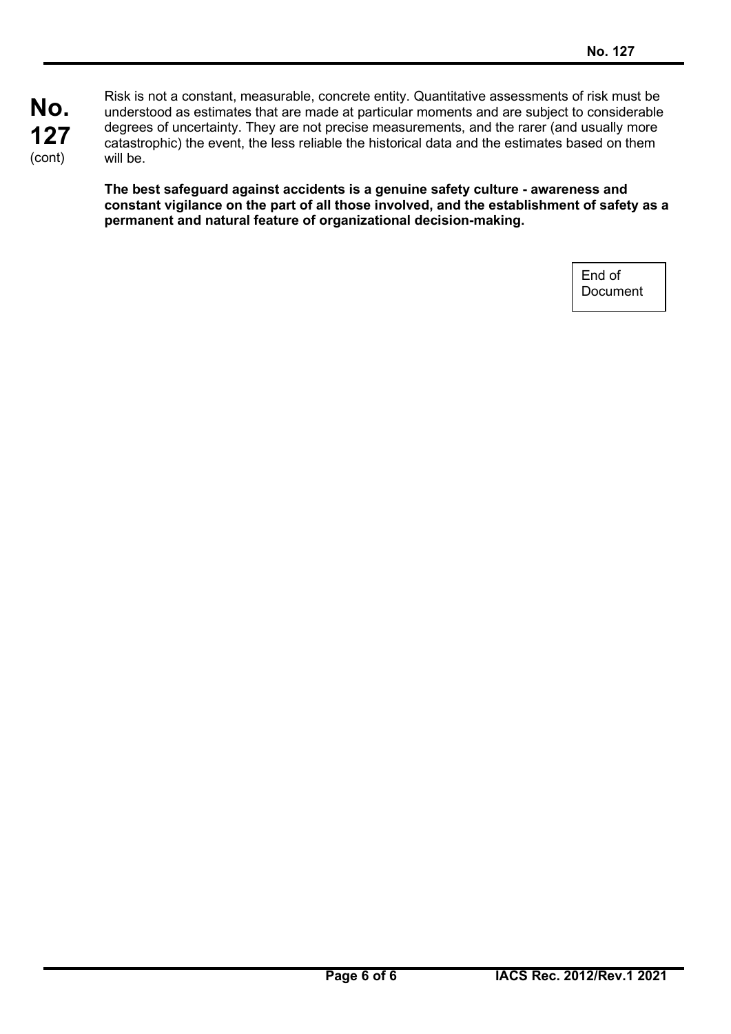Risk is not a constant, measurable, concrete entity. Quantitative assessments of risk must be understood as estimates that are made at particular moments and are subject to considerable degrees of uncertainty. They are not precise measurements, and the rarer (and usually more catastrophic) the event, the less reliable the historical data and the estimates based on them will be.

**The best safeguard against accidents is a genuine safety culture - awareness and constant vigilance on the part of all those involved, and the establishment of safety as a permanent and natural feature of organizational decision-making.**

End of Document